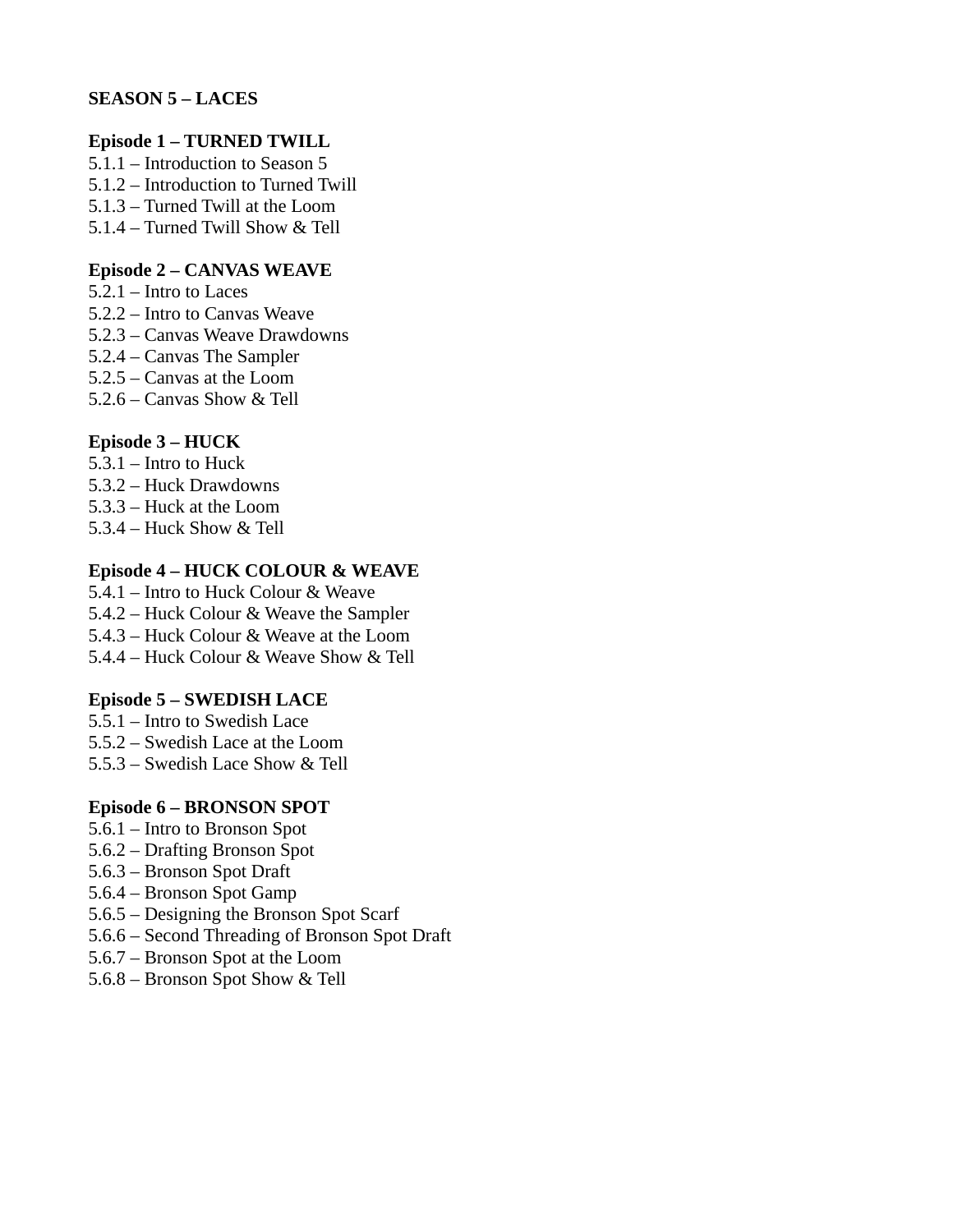**SEASON 5 – LACES**

**Episode 1 – TURNED TWILL**
5.1.1 – Introduction to Season 5
5.1.2 – Introduction to Turned Twill
5.1.3 – Turned Twill at the Loom
5.1.4 – Turned Twill Show & Tell

**Episode 2 – CANVAS WEAVE**
5.2.1 – Intro to Laces
5.2.2 – Intro to Canvas Weave
5.2.3 – Canvas Weave Drawdowns
5.2.4 – Canvas The Sampler
5.2.5 – Canvas at the Loom
5.2.6 – Canvas Show & Tell

**Episode 3 – HUCK**
5.3.1 – Intro to Huck
5.3.2 – Huck Drawdowns
5.3.3 – Huck at the Loom
5.3.4 – Huck Show & Tell

**Episode 4 – HUCK COLOUR & WEAVE**
5.4.1 – Intro to Huck Colour & Weave
5.4.2 – Huck Colour & Weave the Sampler
5.4.3 – Huck Colour & Weave at the Loom
5.4.4 – Huck Colour & Weave Show & Tell

**Episode 5 – SWEDISH LACE**
5.5.1 – Intro to Swedish Lace
5.5.2 – Swedish Lace at the Loom
5.5.3 – Swedish Lace Show & Tell

**Episode 6 – BRONSON SPOT**
5.6.1 – Intro to Bronson Spot
5.6.2 – Drafting Bronson Spot
5.6.3 – Bronson Spot Draft
5.6.4 – Bronson Spot Gamp
5.6.5 – Designing the Bronson Spot Scarf
5.6.6 – Second Threading of Bronson Spot Draft
5.6.7 – Bronson Spot at the Loom
5.6.8 – Bronson Spot Show & Tell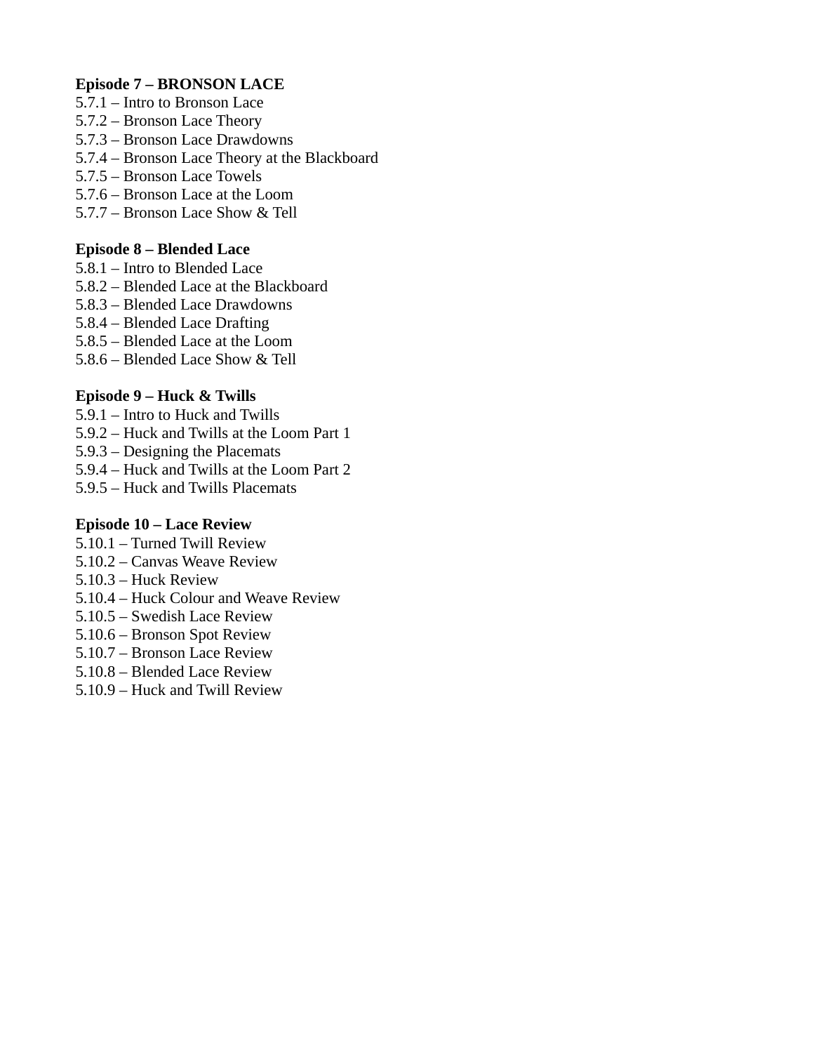**Episode 7 – BRONSON LACE**

5.7.1 – Intro to Bronson Lace
5.7.2 – Bronson Lace Theory
5.7.3 – Bronson Lace Drawdowns
5.7.4 – Bronson Lace Theory at the Blackboard
5.7.5 – Bronson Lace Towels
5.7.6 – Bronson Lace at the Loom
5.7.7 – Bronson Lace Show & Tell

**Episode 8 – Blended Lace**

5.8.1 – Intro to Blended Lace
5.8.2 – Blended Lace at the Blackboard
5.8.3 – Blended Lace Drawdowns
5.8.4 – Blended Lace Drafting
5.8.5 – Blended Lace at the Loom
5.8.6 – Blended Lace Show & Tell

**Episode 9 – Huck & Twills**

5.9.1 – Intro to Huck and Twills
5.9.2 – Huck and Twills at the Loom Part 1
5.9.3 – Designing the Placemats
5.9.4 – Huck and Twills at the Loom Part 2
5.9.5 – Huck and Twills Placemats

**Episode 10 – Lace Review**

5.10.1 – Turned Twill Review
5.10.2 – Canvas Weave Review
5.10.3 – Huck Review
5.10.4 – Huck Colour and Weave Review
5.10.5 – Swedish Lace Review
5.10.6 – Bronson Spot Review
5.10.7 – Bronson Lace Review
5.10.8 – Blended Lace Review
5.10.9 – Huck and Twill Review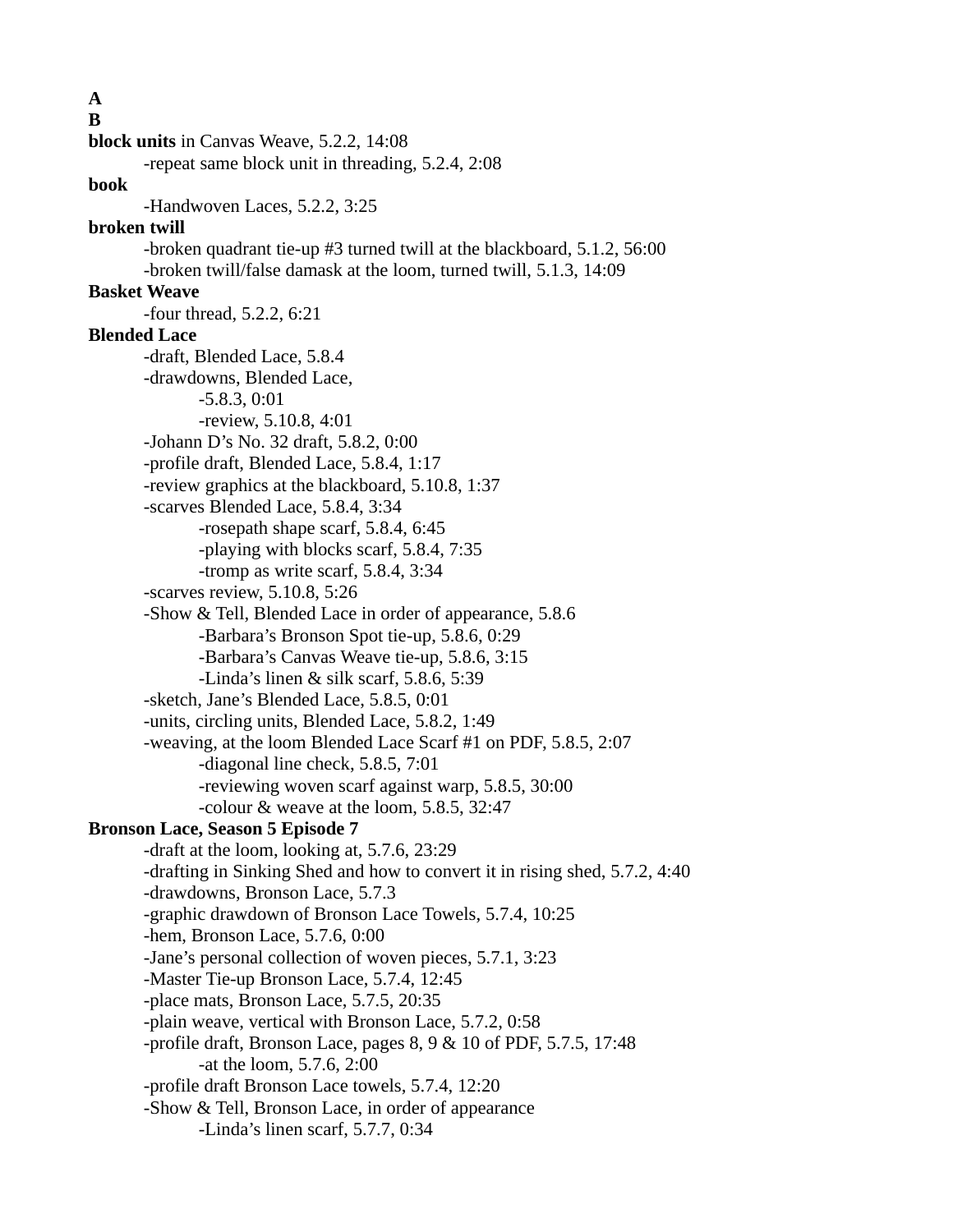**A**

**B**

**block units** in Canvas Weave, 5.2.2, 14:08

- -repeat same block unit in threading, 5.2.4, 2:08

**book**

- -Handwoven Laces, 5.2.2, 3:25

**broken twill**

- -broken quadrant tie-up #3 turned twill at the blackboard, 5.1.2, 56:00
- -broken twill/false damask at the loom, turned twill, 5.1.3, 14:09

**Basket Weave**

- -four thread, 5.2.2, 6:21

**Blended Lace**

- -draft, Blended Lace, 5.8.4
- -drawdowns, Blended Lace,
  - -5.8.3, 0:01
  - -review, 5.10.8, 4:01
- -Johann D's No. 32 draft, 5.8.2, 0:00
- -profile draft, Blended Lace, 5.8.4, 1:17
- -review graphics at the blackboard, 5.10.8, 1:37
- -scarves Blended Lace, 5.8.4, 3:34
  - -rosepath shape scarf, 5.8.4, 6:45
  - -playing with blocks scarf, 5.8.4, 7:35
  - -tromp as write scarf, 5.8.4, 3:34
- -scarves review, 5.10.8, 5:26
- -Show & Tell, Blended Lace in order of appearance, 5.8.6
  - -Barbara's Bronson Spot tie-up, 5.8.6, 0:29
  - -Barbara's Canvas Weave tie-up, 5.8.6, 3:15
  - -Linda's linen & silk scarf, 5.8.6, 5:39
- -sketch, Jane's Blended Lace, 5.8.5, 0:01
- -units, circling units, Blended Lace, 5.8.2, 1:49
- -weaving, at the loom Blended Lace Scarf #1 on PDF, 5.8.5, 2:07
  - -diagonal line check, 5.8.5, 7:01
  - -reviewing woven scarf against warp, 5.8.5, 30:00
  - -colour & weave at the loom, 5.8.5, 32:47

**Bronson Lace, Season 5 Episode 7**

- -draft at the loom, looking at, 5.7.6, 23:29
- -drafting in Sinking Shed and how to convert it in rising shed, 5.7.2, 4:40
- -drawdowns, Bronson Lace, 5.7.3
- -graphic drawdown of Bronson Lace Towels, 5.7.4, 10:25
- -hem, Bronson Lace, 5.7.6, 0:00
- -Jane's personal collection of woven pieces, 5.7.1, 3:23
- -Master Tie-up Bronson Lace, 5.7.4, 12:45
- -place mats, Bronson Lace, 5.7.5, 20:35
- -plain weave, vertical with Bronson Lace, 5.7.2, 0:58
- -profile draft, Bronson Lace, pages 8, 9 & 10 of PDF, 5.7.5, 17:48
  - -at the loom, 5.7.6, 2:00
- -profile draft Bronson Lace towels, 5.7.4, 12:20
- -Show & Tell, Bronson Lace, in order of appearance
  - -Linda's linen scarf, 5.7.7, 0:34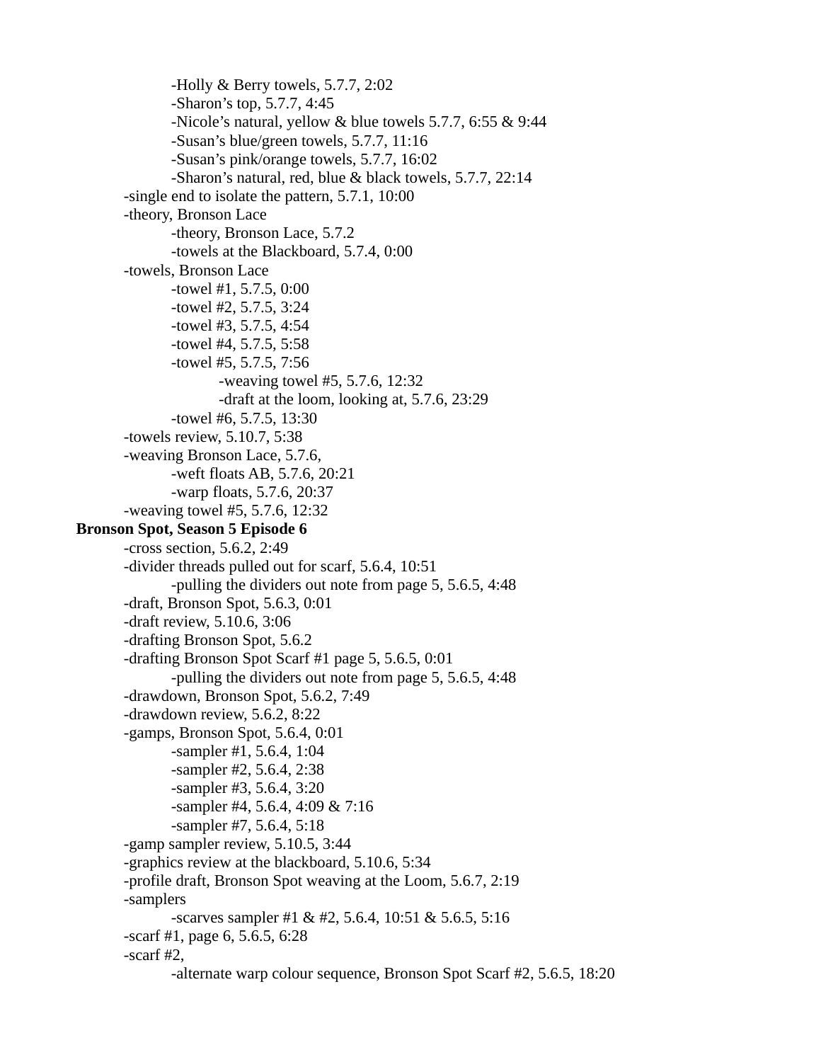-Holly & Berry towels, 5.7.7, 2:02
            -Sharon's top, 5.7.7, 4:45
            -Nicole's natural, yellow & blue towels 5.7.7, 6:55 & 9:44
            -Susan's blue/green towels, 5.7.7, 11:16
            -Susan's pink/orange towels, 5.7.7, 16:02
            -Sharon's natural, red, blue & black towels, 5.7.7, 22:14
      -single end to isolate the pattern, 5.7.1, 10:00
      -theory, Bronson Lace
            -theory, Bronson Lace, 5.7.2
            -towels at the Blackboard, 5.7.4, 0:00
      -towels, Bronson Lace
            -towel #1, 5.7.5, 0:00
            -towel #2, 5.7.5, 3:24
            -towel #3, 5.7.5, 4:54
            -towel #4, 5.7.5, 5:58
            -towel #5, 5.7.5, 7:56
                  -weaving towel #5, 5.7.6, 12:32
                  -draft at the loom, looking at, 5.7.6, 23:29
            -towel #6, 5.7.5, 13:30
      -towels review, 5.10.7, 5:38
      -weaving Bronson Lace, 5.7.6,
            -weft floats AB, 5.7.6, 20:21
            -warp floats, 5.7.6, 20:37
      -weaving towel #5, 5.7.6, 12:32

**Bronson Spot, Season 5 Episode 6**

      -cross section, 5.6.2, 2:49
      -divider threads pulled out for scarf, 5.6.4, 10:51
            -pulling the dividers out note from page 5, 5.6.5, 4:48
      -draft, Bronson Spot, 5.6.3, 0:01
      -draft review, 5.10.6, 3:06
      -drafting Bronson Spot, 5.6.2
      -drafting Bronson Spot Scarf #1 page 5, 5.6.5, 0:01
            -pulling the dividers out note from page 5, 5.6.5, 4:48
      -drawdown, Bronson Spot, 5.6.2, 7:49
      -drawdown review, 5.6.2, 8:22
      -gamps, Bronson Spot, 5.6.4, 0:01
            -sampler #1, 5.6.4, 1:04
            -sampler #2, 5.6.4, 2:38
            -sampler #3, 5.6.4, 3:20
            -sampler #4, 5.6.4, 4:09 & 7:16
            -sampler #7, 5.6.4, 5:18
      -gamp sampler review, 5.10.5, 3:44
      -graphics review at the blackboard, 5.10.6, 5:34
      -profile draft, Bronson Spot weaving at the Loom, 5.6.7, 2:19
      -samplers
            -scarves sampler #1 & #2, 5.6.4, 10:51 & 5.6.5, 5:16
      -scarf #1, page 6, 5.6.5, 6:28
      -scarf #2,
            -alternate warp colour sequence, Bronson Spot Scarf #2, 5.6.5, 18:20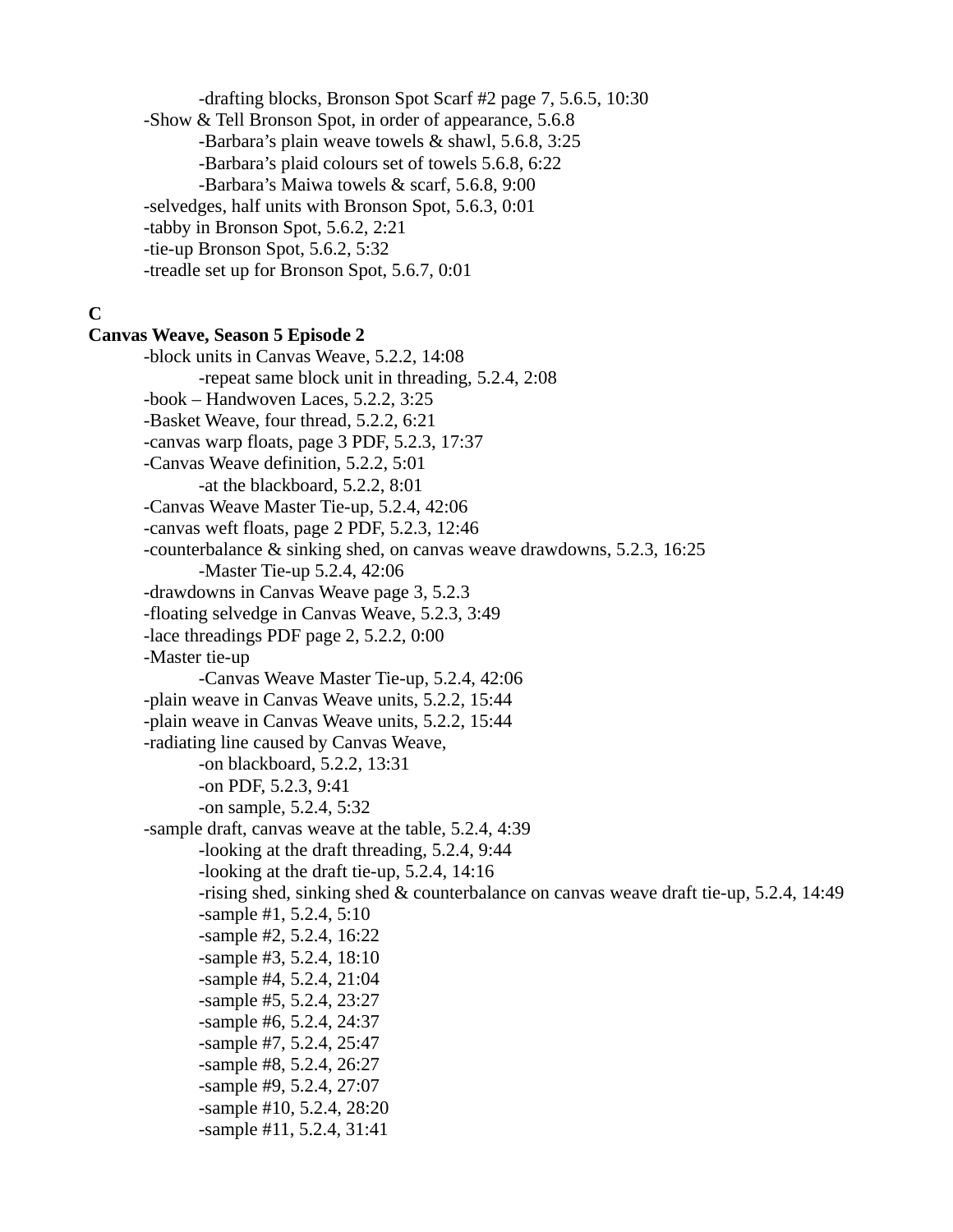- -drafting blocks, Bronson Spot Scarf #2 page 7, 5.6.5, 10:30
- -Show & Tell Bronson Spot, in order of appearance, 5.6.8
  - -Barbara's plain weave towels & shawl, 5.6.8, 3:25
  - -Barbara's plaid colours set of towels 5.6.8, 6:22
  - -Barbara's Maiwa towels & scarf, 5.6.8, 9:00
- -selvedges, half units with Bronson Spot, 5.6.3, 0:01
- -tabby in Bronson Spot, 5.6.2, 2:21
- -tie-up Bronson Spot, 5.6.2, 5:32
- -treadle set up for Bronson Spot, 5.6.7, 0:01

**C**

**Canvas Weave, Season 5 Episode 2**

- -block units in Canvas Weave, 5.2.2, 14:08
  - -repeat same block unit in threading, 5.2.4, 2:08
- -book – Handwoven Laces, 5.2.2, 3:25
- -Basket Weave, four thread, 5.2.2, 6:21
- -canvas warp floats, page 3 PDF, 5.2.3, 17:37
- -Canvas Weave definition, 5.2.2, 5:01
  - -at the blackboard, 5.2.2, 8:01
- -Canvas Weave Master Tie-up, 5.2.4, 42:06
- -canvas weft floats, page 2 PDF, 5.2.3, 12:46
- -counterbalance & sinking shed, on canvas weave drawdowns, 5.2.3, 16:25
  - -Master Tie-up 5.2.4, 42:06
- -drawdowns in Canvas Weave page 3, 5.2.3
- -floating selvedge in Canvas Weave, 5.2.3, 3:49
- -lace threadings PDF page 2, 5.2.2, 0:00
- -Master tie-up
  - -Canvas Weave Master Tie-up, 5.2.4, 42:06
- -plain weave in Canvas Weave units, 5.2.2, 15:44
- -plain weave in Canvas Weave units, 5.2.2, 15:44
- -radiating line caused by Canvas Weave,
  - -on blackboard, 5.2.2, 13:31
  - -on PDF, 5.2.3, 9:41
  - -on sample, 5.2.4, 5:32
- -sample draft, canvas weave at the table, 5.2.4, 4:39
  - -looking at the draft threading, 5.2.4, 9:44
  - -looking at the draft tie-up, 5.2.4, 14:16
  - -rising shed, sinking shed & counterbalance on canvas weave draft tie-up, 5.2.4, 14:49
  - -sample #1, 5.2.4, 5:10
  - -sample #2, 5.2.4, 16:22
  - -sample #3, 5.2.4, 18:10
  - -sample #4, 5.2.4, 21:04
  - -sample #5, 5.2.4, 23:27
  - -sample #6, 5.2.4, 24:37
  - -sample #7, 5.2.4, 25:47
  - -sample #8, 5.2.4, 26:27
  - -sample #9, 5.2.4, 27:07
  - -sample #10, 5.2.4, 28:20
  - -sample #11, 5.2.4, 31:41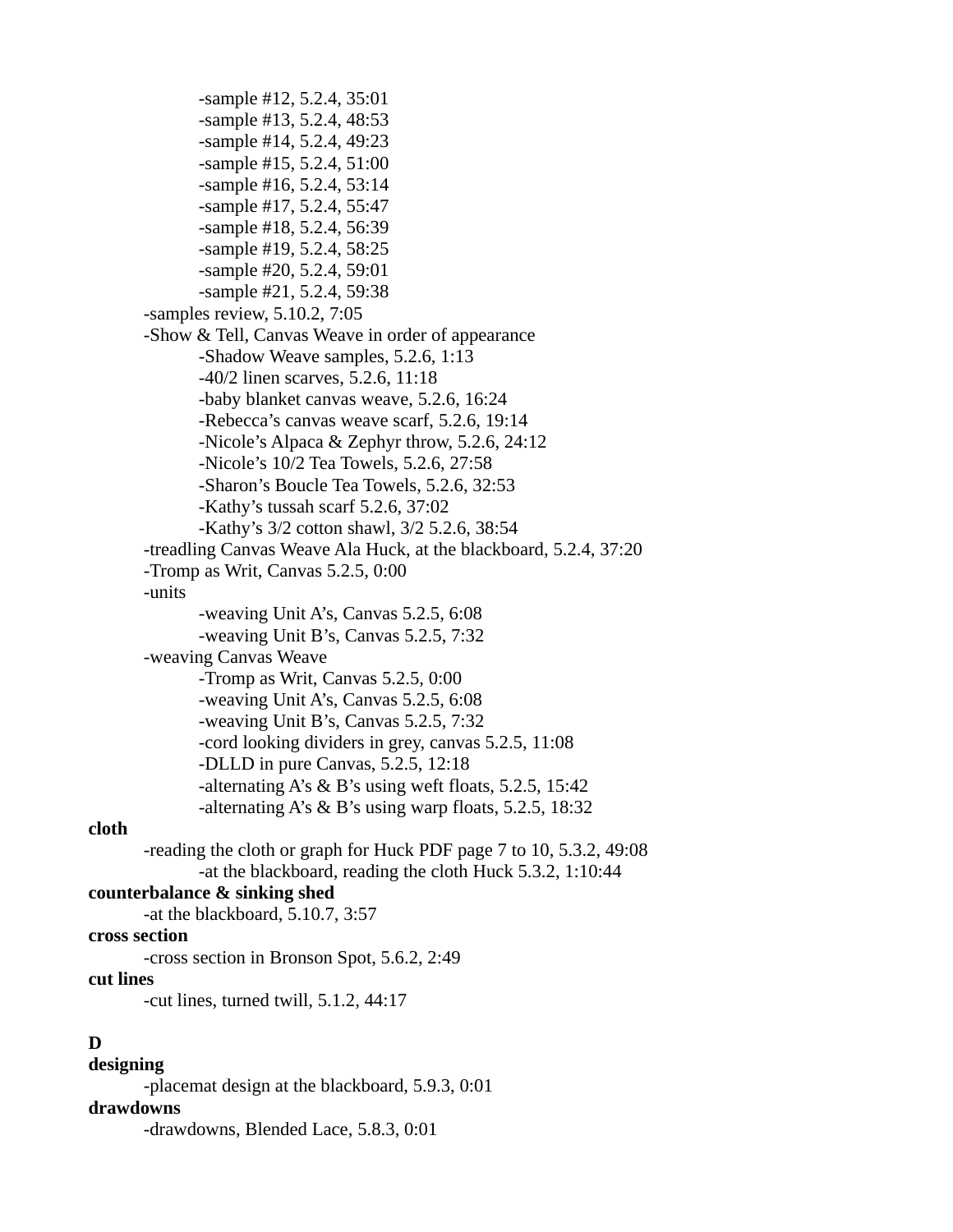-sample #12, 5.2.4, 35:01
-sample #13, 5.2.4, 48:53
-sample #14, 5.2.4, 49:23
-sample #15, 5.2.4, 51:00
-sample #16, 5.2.4, 53:14
-sample #17, 5.2.4, 55:47
-sample #18, 5.2.4, 56:39
-sample #19, 5.2.4, 58:25
-sample #20, 5.2.4, 59:01
-sample #21, 5.2.4, 59:38

-samples review, 5.10.2, 7:05

-Show & Tell, Canvas Weave in order of appearance
-Shadow Weave samples, 5.2.6, 1:13
-40/2 linen scarves, 5.2.6, 11:18
-baby blanket canvas weave, 5.2.6, 16:24
-Rebecca's canvas weave scarf, 5.2.6, 19:14
-Nicole's Alpaca & Zephyr throw, 5.2.6, 24:12
-Nicole's 10/2 Tea Towels, 5.2.6, 27:58
-Sharon's Boucle Tea Towels, 5.2.6, 32:53
-Kathy's tussah scarf 5.2.6, 37:02
-Kathy's 3/2 cotton shawl, 3/2 5.2.6, 38:54

-treadling Canvas Weave Ala Huck, at the blackboard, 5.2.4, 37:20

-Tromp as Writ, Canvas 5.2.5, 0:00

-units
-weaving Unit A's, Canvas 5.2.5, 6:08
-weaving Unit B's, Canvas 5.2.5, 7:32

-weaving Canvas Weave
-Tromp as Writ, Canvas 5.2.5, 0:00
-weaving Unit A's, Canvas 5.2.5, 6:08
-weaving Unit B's, Canvas 5.2.5, 7:32
-cord looking dividers in grey, canvas 5.2.5, 11:08
-DLLD in pure Canvas, 5.2.5, 12:18
-alternating A's & B's using weft floats, 5.2.5, 15:42
-alternating A's & B's using warp floats, 5.2.5, 18:32

**cloth**

-reading the cloth or graph for Huck PDF page 7 to 10, 5.3.2, 49:08
-at the blackboard, reading the cloth Huck 5.3.2, 1:10:44

**counterbalance & sinking shed**

-at the blackboard, 5.10.7, 3:57

**cross section**

-cross section in Bronson Spot, 5.6.2, 2:49

**cut lines**

-cut lines, turned twill, 5.1.2, 44:17

**D**

**designing**

-placemat design at the blackboard, 5.9.3, 0:01

**drawdowns**

-drawdowns, Blended Lace, 5.8.3, 0:01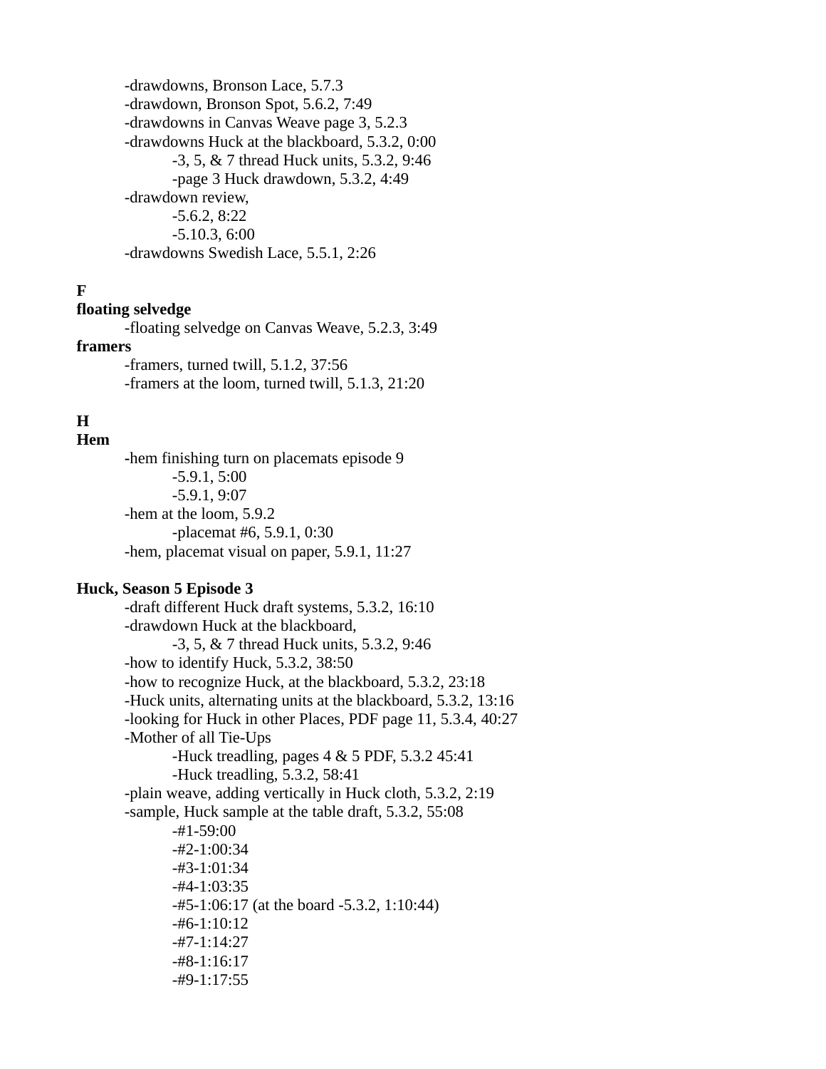-drawdowns, Bronson Lace, 5.7.3
-drawdown, Bronson Spot, 5.6.2, 7:49
-drawdowns in Canvas Weave page 3, 5.2.3
-drawdowns Huck at the blackboard, 5.3.2, 0:00
    -3, 5, & 7 thread Huck units, 5.3.2, 9:46
    -page 3 Huck drawdown, 5.3.2, 4:49
-drawdown review,
    -5.6.2, 8:22
    -5.10.3, 6:00
-drawdowns Swedish Lace, 5.5.1, 2:26

**F**

**floating selvedge**

-floating selvedge on Canvas Weave, 5.2.3, 3:49

**framers**

-framers, turned twill, 5.1.2, 37:56
-framers at the loom, turned twill, 5.1.3, 21:20

**H**

**Hem**

-hem finishing turn on placemats episode 9
    -5.9.1, 5:00
    -5.9.1, 9:07
-hem at the loom, 5.9.2
    -placemat #6, 5.9.1, 0:30
-hem, placemat visual on paper, 5.9.1, 11:27

**Huck, Season 5 Episode 3**

-draft different Huck draft systems, 5.3.2, 16:10
-drawdown Huck at the blackboard,
    -3, 5, & 7 thread Huck units, 5.3.2, 9:46
-how to identify Huck, 5.3.2, 38:50
-how to recognize Huck, at the blackboard, 5.3.2, 23:18
-Huck units, alternating units at the blackboard, 5.3.2, 13:16
-looking for Huck in other Places, PDF page 11, 5.3.4, 40:27
-Mother of all Tie-Ups
    -Huck treadling, pages 4 & 5 PDF, 5.3.2 45:41
    -Huck treadling, 5.3.2, 58:41
-plain weave, adding vertically in Huck cloth, 5.3.2, 2:19
-sample, Huck sample at the table draft, 5.3.2, 55:08
    -#1-59:00
    -#2-1:00:34
    -#3-1:01:34
    -#4-1:03:35
    -#5-1:06:17 (at the board -5.3.2, 1:10:44)
    -#6-1:10:12
    -#7-1:14:27
    -#8-1:16:17
    -#9-1:17:55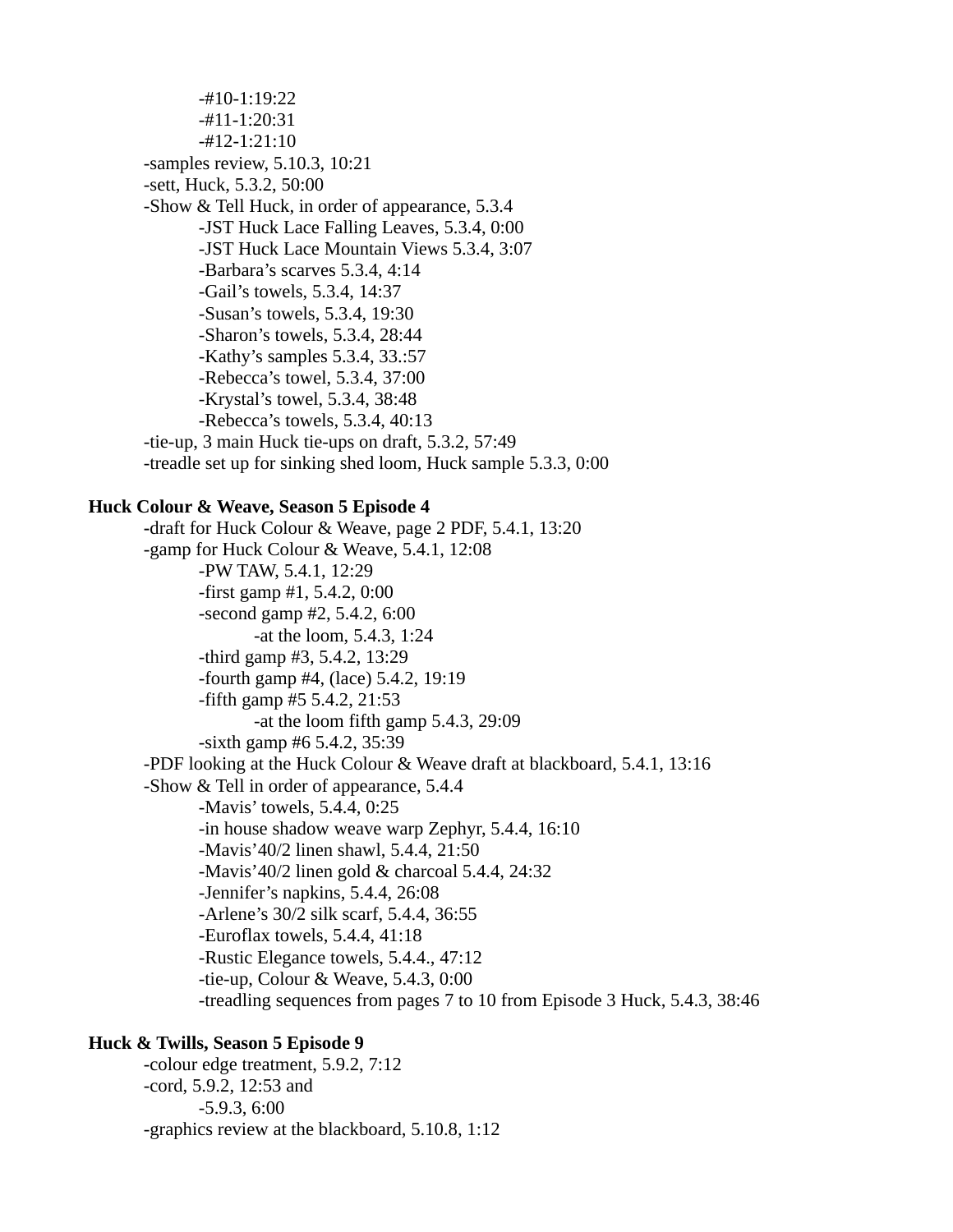- -#10-1:19:22
- -#11-1:20:31
- -#12-1:21:10

-samples review, 5.10.3, 10:21

-sett, Huck, 5.3.2, 50:00

-Show & Tell Huck, in order of appearance, 5.3.4

- -JST Huck Lace Falling Leaves, 5.3.4, 0:00
- -JST Huck Lace Mountain Views 5.3.4, 3:07
- -Barbara's scarves 5.3.4, 4:14
- -Gail's towels, 5.3.4, 14:37
- -Susan's towels, 5.3.4, 19:30
- -Sharon's towels, 5.3.4, 28:44
- -Kathy's samples 5.3.4, 33.:57
- -Rebecca's towel, 5.3.4, 37:00
- -Krystal's towel, 5.3.4, 38:48
- -Rebecca's towels, 5.3.4, 40:13

-tie-up, 3 main Huck tie-ups on draft, 5.3.2, 57:49

-treadle set up for sinking shed loom, Huck sample 5.3.3, 0:00

**Huck Colour & Weave, Season 5 Episode 4**

-draft for Huck Colour & Weave, page 2 PDF, 5.4.1, 13:20

-gamp for Huck Colour & Weave, 5.4.1, 12:08

- -PW TAW, 5.4.1, 12:29
- -first gamp #1, 5.4.2, 0:00
- -second gamp #2, 5.4.2, 6:00
  - -at the loom, 5.4.3, 1:24
- -third gamp #3, 5.4.2, 13:29
- -fourth gamp #4, (lace) 5.4.2, 19:19
- -fifth gamp #5 5.4.2, 21:53
  - -at the loom fifth gamp 5.4.3, 29:09
- -sixth gamp #6 5.4.2, 35:39

-PDF looking at the Huck Colour & Weave draft at blackboard, 5.4.1, 13:16

-Show & Tell in order of appearance, 5.4.4

- -Mavis' towels, 5.4.4, 0:25
- -in house shadow weave warp Zephyr, 5.4.4, 16:10
- -Mavis'40/2 linen shawl, 5.4.4, 21:50
- -Mavis'40/2 linen gold & charcoal 5.4.4, 24:32
- -Jennifer's napkins, 5.4.4, 26:08
- -Arlene's 30/2 silk scarf, 5.4.4, 36:55
- -Euroflax towels, 5.4.4, 41:18
- -Rustic Elegance towels, 5.4.4., 47:12
- -tie-up, Colour & Weave, 5.4.3, 0:00
- -treadling sequences from pages 7 to 10 from Episode 3 Huck, 5.4.3, 38:46

**Huck & Twills, Season 5 Episode 9**

-colour edge treatment, 5.9.2, 7:12

-cord, 5.9.2, 12:53 and

- -5.9.3, 6:00

-graphics review at the blackboard, 5.10.8, 1:12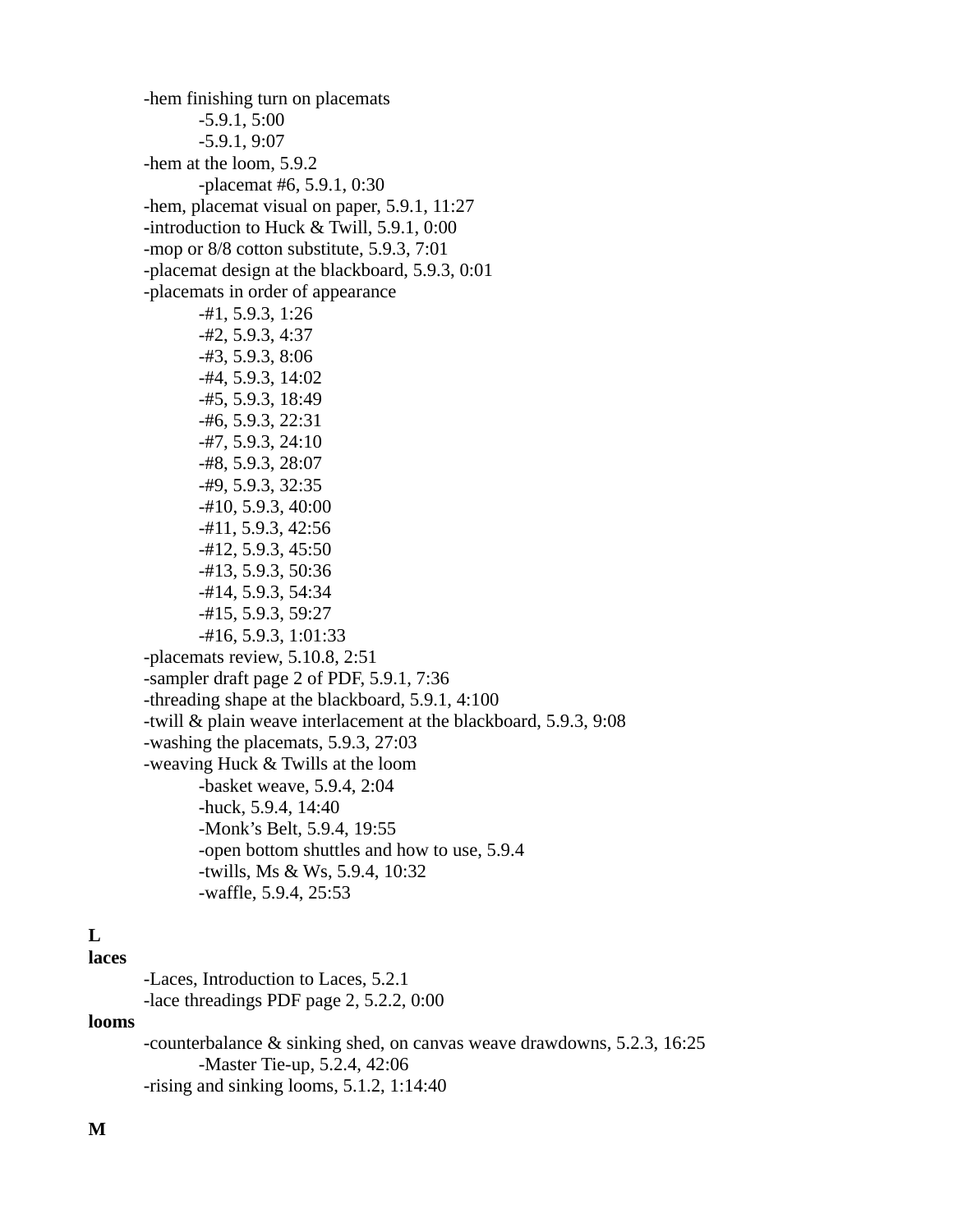- -hem finishing turn on placemats
  - -5.9.1, 5:00
  - -5.9.1, 9:07
- -hem at the loom, 5.9.2
  - -placemat #6, 5.9.1, 0:30
- -hem, placemat visual on paper, 5.9.1, 11:27
- -introduction to Huck & Twill, 5.9.1, 0:00
- -mop or 8/8 cotton substitute, 5.9.3, 7:01
- -placemat design at the blackboard, 5.9.3, 0:01
- -placemats in order of appearance
  - -#1, 5.9.3, 1:26
  - -#2, 5.9.3, 4:37
  - -#3, 5.9.3, 8:06
  - -#4, 5.9.3, 14:02
  - -#5, 5.9.3, 18:49
  - -#6, 5.9.3, 22:31
  - -#7, 5.9.3, 24:10
  - -#8, 5.9.3, 28:07
  - -#9, 5.9.3, 32:35
  - -#10, 5.9.3, 40:00
  - -#11, 5.9.3, 42:56
  - -#12, 5.9.3, 45:50
  - -#13, 5.9.3, 50:36
  - -#14, 5.9.3, 54:34
  - -#15, 5.9.3, 59:27
  - -#16, 5.9.3, 1:01:33
- -placemats review, 5.10.8, 2:51
- -sampler draft page 2 of PDF, 5.9.1, 7:36
- -threading shape at the blackboard, 5.9.1, 4:100
- -twill & plain weave interlacement at the blackboard, 5.9.3, 9:08
- -washing the placemats, 5.9.3, 27:03
- -weaving Huck & Twills at the loom
  - -basket weave, 5.9.4, 2:04
  - -huck, 5.9.4, 14:40
  - -Monk's Belt, 5.9.4, 19:55
  - -open bottom shuttles and how to use, 5.9.4
  - -twills, Ms & Ws, 5.9.4, 10:32
  - -waffle, 5.9.4, 25:53

**L**

**laces**

- -Laces, Introduction to Laces, 5.2.1
- -lace threadings PDF page 2, 5.2.2, 0:00

**looms**

- -counterbalance & sinking shed, on canvas weave drawdowns, 5.2.3, 16:25
  - -Master Tie-up, 5.2.4, 42:06
- -rising and sinking looms, 5.1.2, 1:14:40

**M**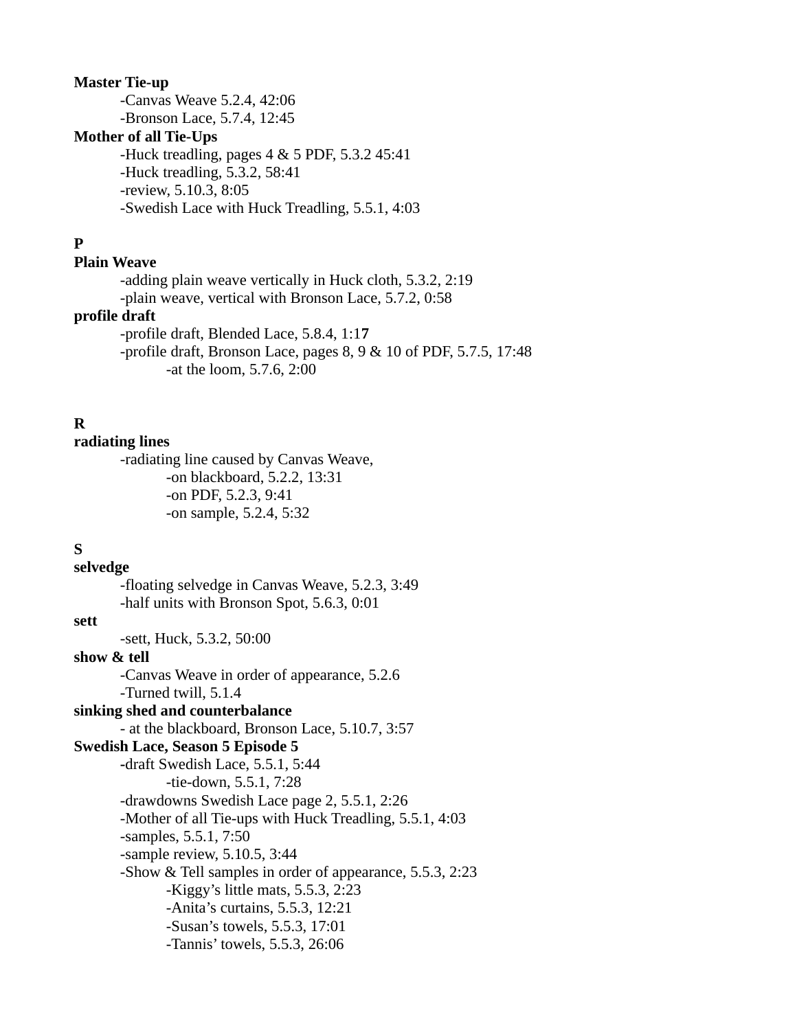**Master Tie-up**

- -Canvas Weave 5.2.4, 42:06
- -Bronson Lace, 5.7.4, 12:45

**Mother of all Tie-Ups**

- -Huck treadling, pages 4 & 5 PDF, 5.3.2 45:41
- -Huck treadling, 5.3.2, 58:41
- -review, 5.10.3, 8:05
- -Swedish Lace with Huck Treadling, 5.5.1, 4:03

**P**

**Plain Weave**

- -adding plain weave vertically in Huck cloth, 5.3.2, 2:19
- -plain weave, vertical with Bronson Lace, 5.7.2, 0:58

**profile draft**

- -profile draft, Blended Lace, 5.8.4, 1:17
- -profile draft, Bronson Lace, pages 8, 9 & 10 of PDF, 5.7.5, 17:48
  - -at the loom, 5.7.6, 2:00

**R**

**radiating lines**

- -radiating line caused by Canvas Weave,
  - -on blackboard, 5.2.2, 13:31
  - -on PDF, 5.2.3, 9:41
  - -on sample, 5.2.4, 5:32

**S**

**selvedge**

- -floating selvedge in Canvas Weave, 5.2.3, 3:49
- -half units with Bronson Spot, 5.6.3, 0:01

**sett**

- -sett, Huck, 5.3.2, 50:00

**show & tell**

- -Canvas Weave in order of appearance, 5.2.6
- -Turned twill, 5.1.4

**sinking shed and counterbalance**

- - at the blackboard, Bronson Lace, 5.10.7, 3:57

**Swedish Lace, Season 5 Episode 5**

- -draft Swedish Lace, 5.5.1, 5:44
  - -tie-down, 5.5.1, 7:28
- -drawdowns Swedish Lace page 2, 5.5.1, 2:26
- -Mother of all Tie-ups with Huck Treadling, 5.5.1, 4:03
- -samples, 5.5.1, 7:50
- -sample review, 5.10.5, 3:44
- -Show & Tell samples in order of appearance, 5.5.3, 2:23
  - -Kiggy's little mats, 5.5.3, 2:23
  - -Anita's curtains, 5.5.3, 12:21
  - -Susan's towels, 5.5.3, 17:01
  - -Tannis' towels, 5.5.3, 26:06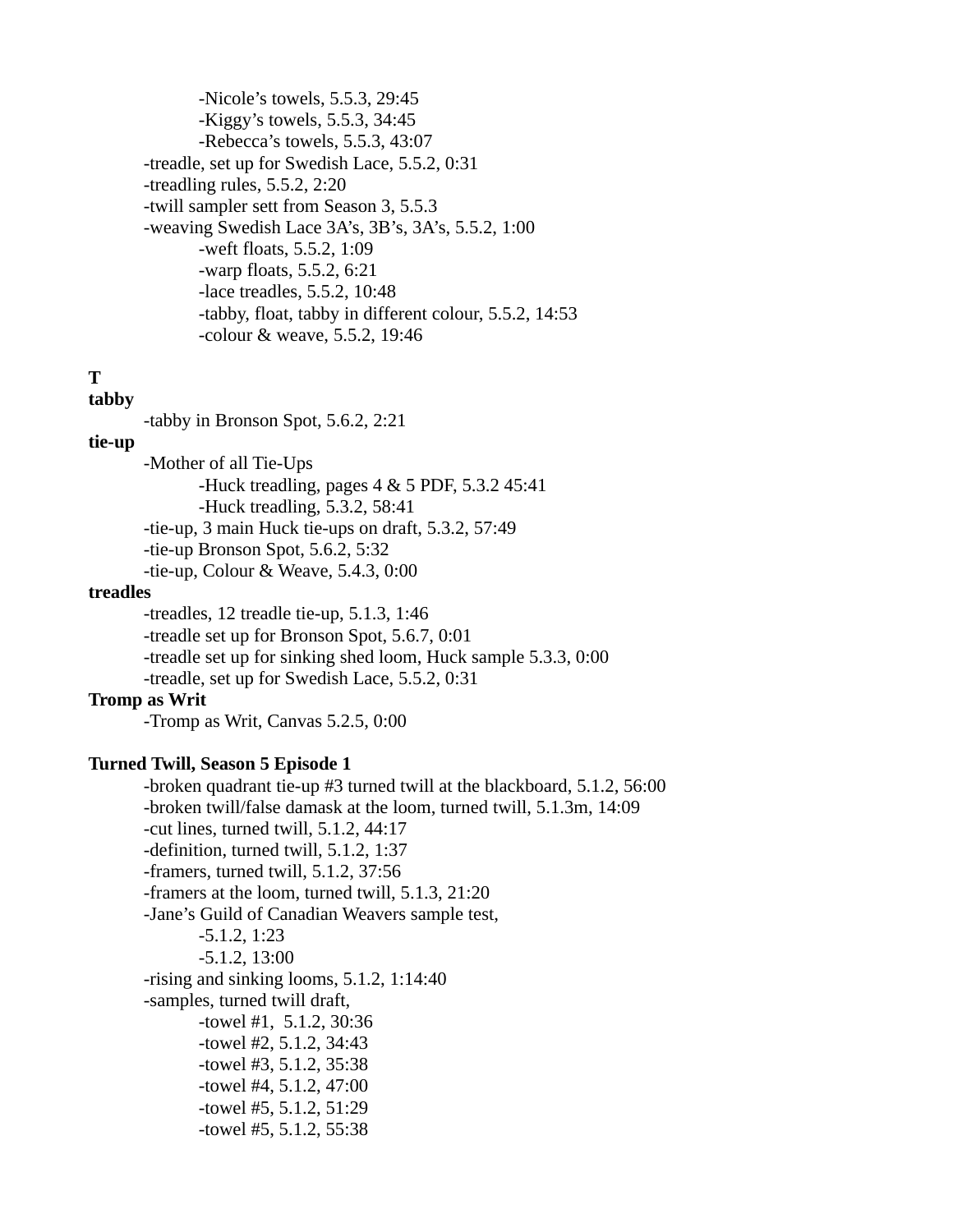-Nicole's towels, 5.5.3, 29:45
            -Kiggy's towels, 5.5.3, 34:45
            -Rebecca's towels, 5.5.3, 43:07
        -treadle, set up for Swedish Lace, 5.5.2, 0:31
        -treadling rules, 5.5.2, 2:20
        -twill sampler sett from Season 3, 5.5.3
        -weaving Swedish Lace 3A's, 3B's, 3A's, 5.5.2, 1:00
            -weft floats, 5.5.2, 1:09
            -warp floats, 5.5.2, 6:21
            -lace treadles, 5.5.2, 10:48
            -tabby, float, tabby in different colour, 5.5.2, 14:53
            -colour & weave, 5.5.2, 19:46

**T**

**tabby**

        -tabby in Bronson Spot, 5.6.2, 2:21

**tie-up**

        -Mother of all Tie-Ups
            -Huck treadling, pages 4 & 5 PDF, 5.3.2 45:41
            -Huck treadling, 5.3.2, 58:41
        -tie-up, 3 main Huck tie-ups on draft, 5.3.2, 57:49
        -tie-up Bronson Spot, 5.6.2, 5:32
        -tie-up, Colour & Weave, 5.4.3, 0:00

**treadles**

        -treadles, 12 treadle tie-up, 5.1.3, 1:46
        -treadle set up for Bronson Spot, 5.6.7, 0:01
        -treadle set up for sinking shed loom, Huck sample 5.3.3, 0:00
        -treadle, set up for Swedish Lace, 5.5.2, 0:31

**Tromp as Writ**

        -Tromp as Writ, Canvas 5.2.5, 0:00

**Turned Twill, Season 5 Episode 1**

        -broken quadrant tie-up #3 turned twill at the blackboard, 5.1.2, 56:00
        -broken twill/false damask at the loom, turned twill, 5.1.3m, 14:09
        -cut lines, turned twill, 5.1.2, 44:17
        -definition, turned twill, 5.1.2, 1:37
        -framers, turned twill, 5.1.2, 37:56
        -framers at the loom, turned twill, 5.1.3, 21:20
        -Jane's Guild of Canadian Weavers sample test,
            -5.1.2, 1:23
            -5.1.2, 13:00
        -rising and sinking looms, 5.1.2, 1:14:40
        -samples, turned twill draft,
            -towel #1, 5.1.2, 30:36
            -towel #2, 5.1.2, 34:43
            -towel #3, 5.1.2, 35:38
            -towel #4, 5.1.2, 47:00
            -towel #5, 5.1.2, 51:29
            -towel #5, 5.1.2, 55:38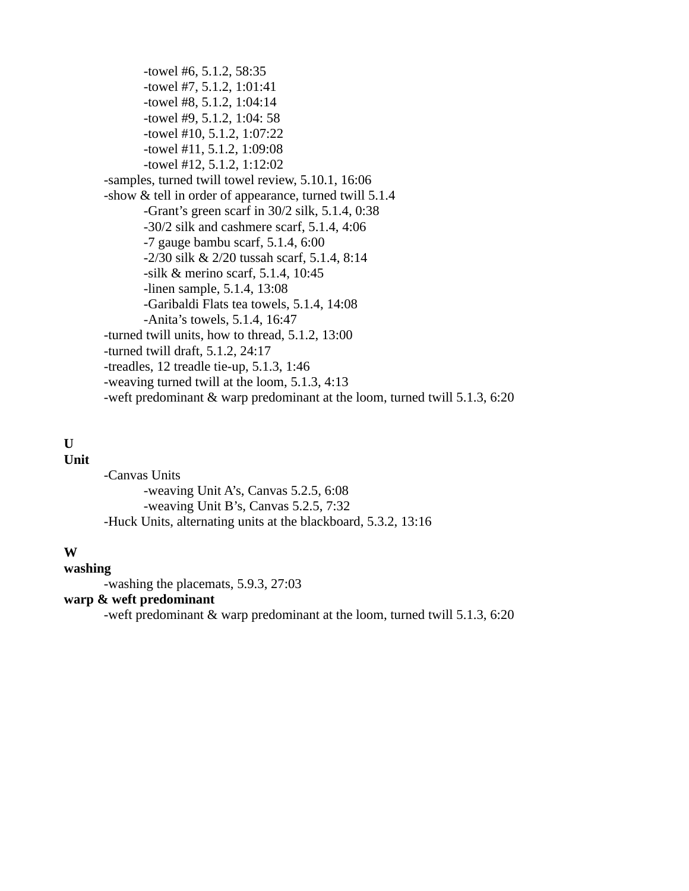- -towel #6, 5.1.2, 58:35
- -towel #7, 5.1.2, 1:01:41
- -towel #8, 5.1.2, 1:04:14
- -towel #9, 5.1.2, 1:04: 58
- -towel #10, 5.1.2, 1:07:22
- -towel #11, 5.1.2, 1:09:08
- -towel #12, 5.1.2, 1:12:02

-samples, turned twill towel review, 5.10.1, 16:06

-show & tell in order of appearance, turned twill 5.1.4

- -Grant's green scarf in 30/2 silk, 5.1.4, 0:38
- -30/2 silk and cashmere scarf, 5.1.4, 4:06
- -7 gauge bambu scarf, 5.1.4, 6:00
- -2/30 silk & 2/20 tussah scarf, 5.1.4, 8:14
- -silk & merino scarf, 5.1.4, 10:45
- -linen sample, 5.1.4, 13:08
- -Garibaldi Flats tea towels, 5.1.4, 14:08
- -Anita's towels, 5.1.4, 16:47

-turned twill units, how to thread, 5.1.2, 13:00

-turned twill draft, 5.1.2, 24:17

-treadles, 12 treadle tie-up, 5.1.3, 1:46

-weaving turned twill at the loom, 5.1.3, 4:13

-weft predominant & warp predominant at the loom, turned twill 5.1.3, 6:20

**U**

**Unit**

-Canvas Units

- -weaving Unit A's, Canvas 5.2.5, 6:08
- -weaving Unit B's, Canvas 5.2.5, 7:32

-Huck Units, alternating units at the blackboard, 5.3.2, 13:16

**W**

**washing**

-washing the placemats, 5.9.3, 27:03

**warp & weft predominant**

-weft predominant & warp predominant at the loom, turned twill 5.1.3, 6:20